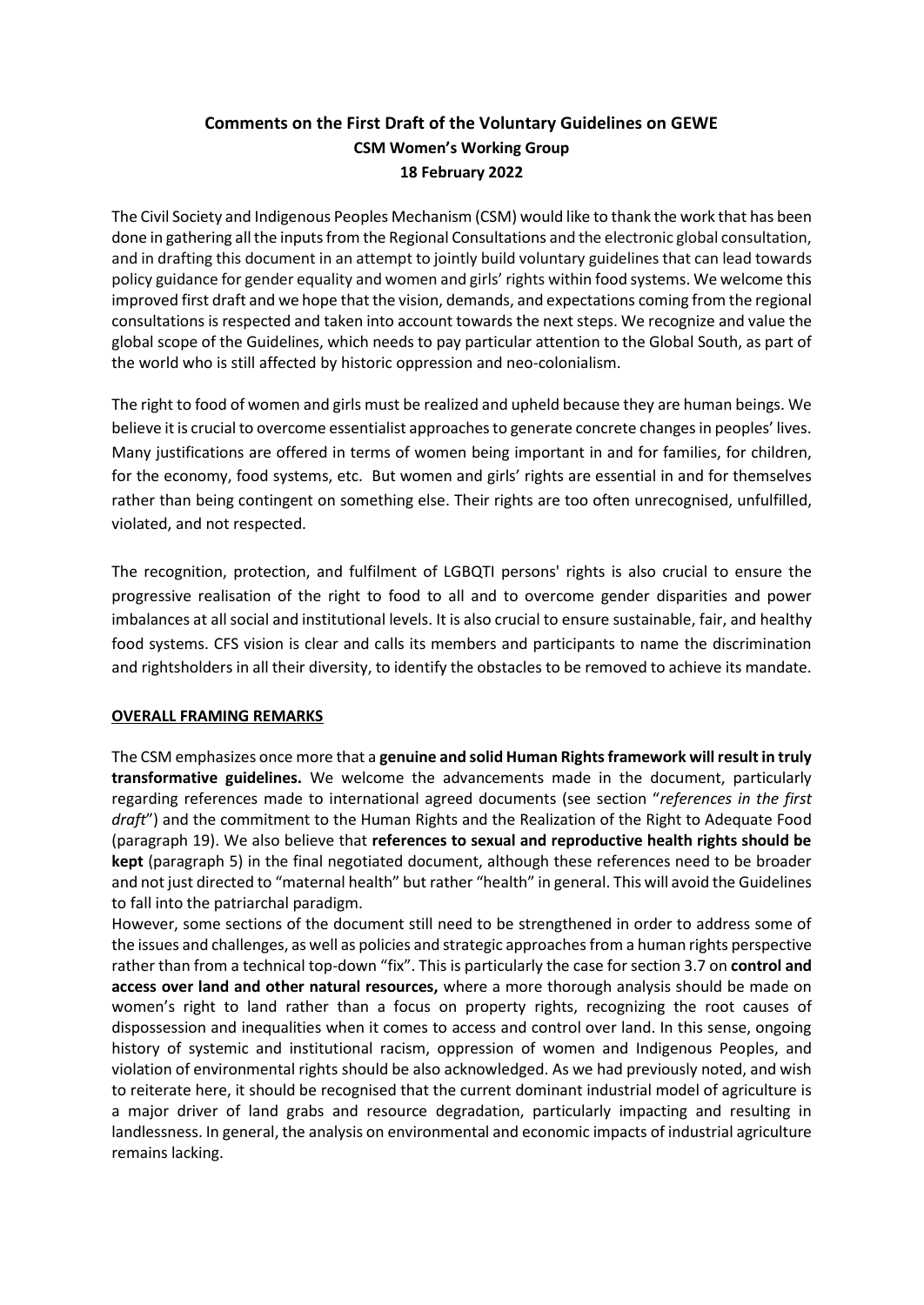# Comments on the First Draft of the Voluntary Guidelines on GEWE

## CSM Women's Working Group

## 18 February 2022

The Civil Society and Indigenous Peoples Mechanism (CSM) would like to thank the work that has been done in gathering all the inputs from the Regional Consultations and the electronic global consultation, and in drafting this document in an attempt to jointly build voluntary guidelines that can lead towards policy guidance for gender equality and women and girls' rights within food systems. We welcome this improved first draft and we hope that the vision, demands, and expectations coming from the regional consultations is respected and taken into account towards the next steps. We recognize and value the global scope of the Guidelines, which needs to pay particular attention to the Global South, as part of the world who is still affected by historic oppression and neo-colonialism.

The right to food of women and girls must be realized and upheld because they are human beings. We believe it is crucial to overcome essentialist approaches to generate concrete changes in peoples' lives. Many justifications are offered in terms of women being important in and for families, for children, for the economy, food systems, etc. But women and girls' rights are essential in and for themselves rather than being contingent on something else. Their rights are too often unrecognised, unfulfilled, violated, and not respected.

The recognition, protection, and fulfilment of LGBQTI persons' rights is also crucial to ensure the progressive realisation of the right to food to all and to overcome gender disparities and power imbalances at all social and institutional levels. It is also crucial to ensure sustainable, fair, and healthy food systems. CFS vision is clear and calls its members and participants to name the discrimination and rightsholders in all their diversity, to identify the obstacles to be removed to achieve its mandate.

### OVERALL FRAMING REMARKS

The CSM emphasizes once more that a **genuine and solid Human Rights framework will result in truly transformative guidelines.** We welcome the advancements made in the document, particularly regarding references made to international agreed documents (see section "*references in the first draft*") and the commitment to the Human Rights and the Realization of the Right to Adequate Food (paragraph 19). We also believe that **references to sexual and reproductive health rights should be kept** (paragraph 5) in the final negotiated document, although these references need to be broader and not just directed to "maternal health" but rather "health" in general. This will avoid the Guidelines to fall into the patriarchal paradigm.

However, some sections of the document still need to be strengthened in order to address some of the issues and challenges, as well as policies and strategic approaches from a human rights perspective rather than from a technical top-down "fix". This is particularly the case for section 3.7 on **control and access over land and other natural resources,** where a more thorough analysis should be made on women's right to land rather than a focus on property rights, recognizing the root causes of dispossession and inequalities when it comes to access and control over land. In this sense, ongoing history of systemic and institutional racism, oppression of women and Indigenous Peoples, and violation of environmental rights should be also acknowledged. As we had previously noted, and wish to reiterate here, it should be recognised that the current dominant industrial model of agriculture is a major driver of land grabs and resource degradation, particularly impacting and resulting in landlessness. In general, the analysis on environmental and economic impacts of industrial agriculture remains lacking.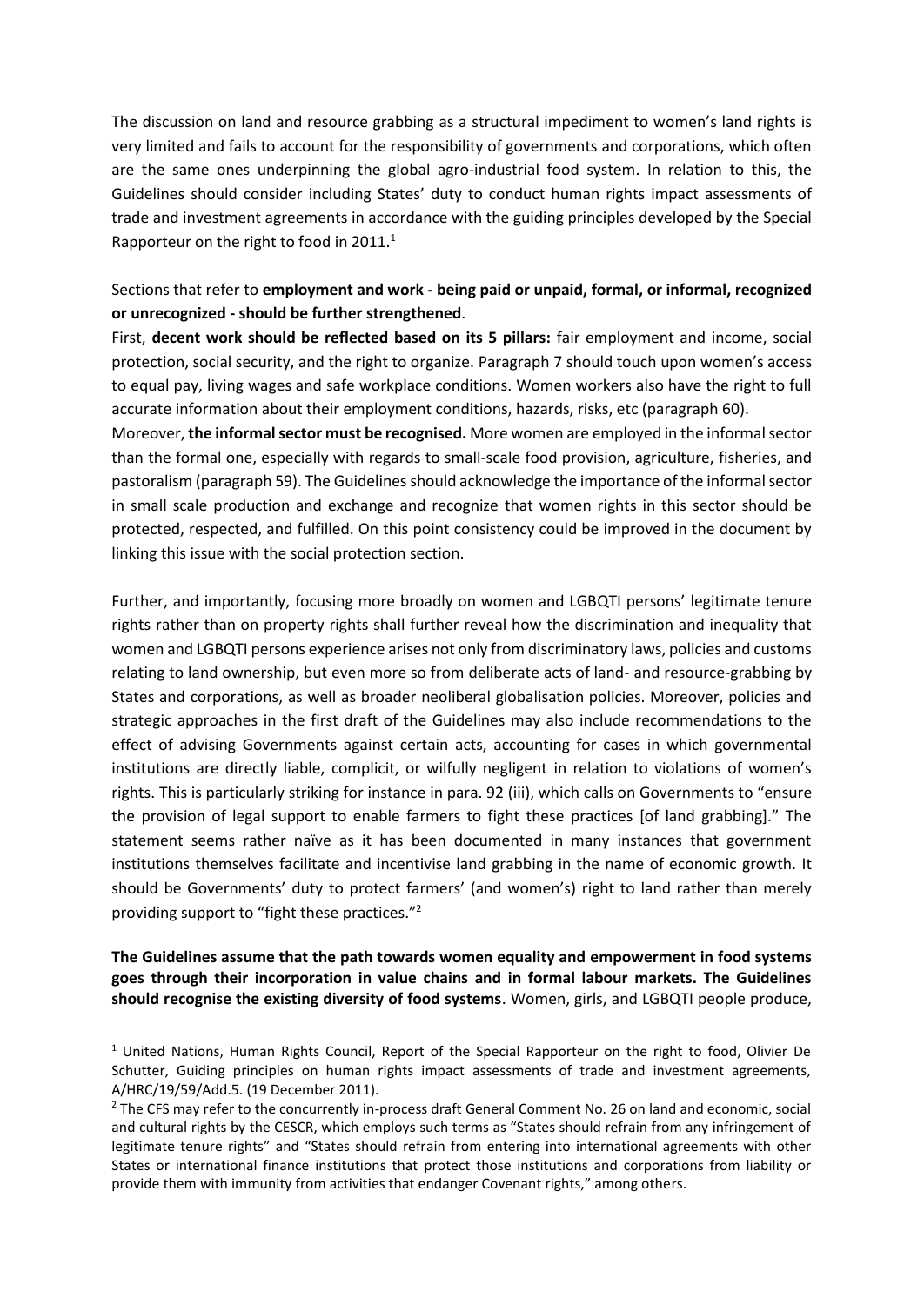The discussion on land and resource grabbing as a structural impediment to women's land rights is very limited and fails to account for the responsibility of governments and corporations, which often are the same ones underpinning the global agro-industrial food system. In relation to this, the Guidelines should consider including States' duty to conduct human rights impact assessments of trade and investment agreements in accordance with the guiding principles developed by the Special Rapporteur on the right to food in 2011.[1]

Sections that refer to **employment and work - being paid or unpaid, formal, or informal, recognized or unrecognized - should be further strengthened**.

First, **decent work should be reflected based on its 5 pillars:** fair employment and income, social protection, social security, and the right to organize. Paragraph 7 should touch upon women's access to equal pay, living wages and safe workplace conditions. Women workers also have the right to full accurate information about their employment conditions, hazards, risks, etc (paragraph 60).

Moreover, **the informal sector must be recognised.** More women are employed in the informal sector than the formal one, especially with regards to small-scale food provision, agriculture, fisheries, and pastoralism (paragraph 59). The Guidelines should acknowledge the importance of the informal sector in small scale production and exchange and recognize that women rights in this sector should be protected, respected, and fulfilled. On this point consistency could be improved in the document by linking this issue with the social protection section.

Further, and importantly, focusing more broadly on women and LGBQTI persons' legitimate tenure rights rather than on property rights shall further reveal how the discrimination and inequality that women and LGBQTI persons experience arises not only from discriminatory laws, policies and customs relating to land ownership, but even more so from deliberate acts of land- and resource-grabbing by States and corporations, as well as broader neoliberal globalisation policies. Moreover, policies and strategic approaches in the first draft of the Guidelines may also include recommendations to the effect of advising Governments against certain acts, accounting for cases in which governmental institutions are directly liable, complicit, or wilfully negligent in relation to violations of women's rights. This is particularly striking for instance in para. 92 (iii), which calls on Governments to "ensure the provision of legal support to enable farmers to fight these practices [of land grabbing]." The statement seems rather naïve as it has been documented in many instances that government institutions themselves facilitate and incentivise land grabbing in the name of economic growth. It should be Governments' duty to protect farmers' (and women's) right to land rather than merely providing support to "fight these practices."[2]

**The Guidelines assume that the path towards women equality and empowerment in food systems goes through their incorporation in value chains and in formal labour markets. The Guidelines should recognise the existing diversity of food systems**. Women, girls, and LGBQTI people produce,

---

[1] United Nations, Human Rights Council, Report of the Special Rapporteur on the right to food, Olivier De Schutter, Guiding principles on human rights impact assessments of trade and investment agreements, A/HRC/19/59/Add.5. (19 December 2011).

[2] The CFS may refer to the concurrently in-process draft General Comment No. 26 on land and economic, social and cultural rights by the CESCR, which employs such terms as "States should refrain from any infringement of legitimate tenure rights" and "States should refrain from entering into international agreements with other States or international finance institutions that protect those institutions and corporations from liability or provide them with immunity from activities that endanger Covenant rights," among others.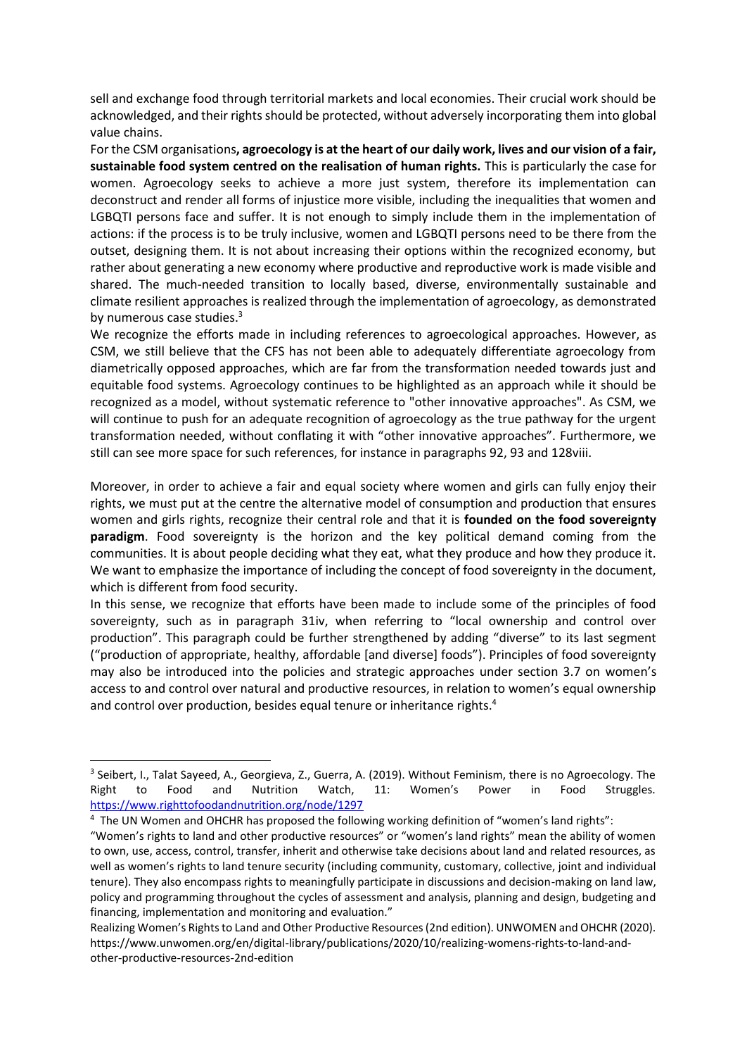sell and exchange food through territorial markets and local economies. Their crucial work should be acknowledged, and their rights should be protected, without adversely incorporating them into global value chains.

For the CSM organisations**, agroecology is at the heart of our daily work, lives and our vision of a fair, sustainable food system centred on the realisation of human rights.** This is particularly the case for women. Agroecology seeks to achieve a more just system, therefore its implementation can deconstruct and render all forms of injustice more visible, including the inequalities that women and LGBQTI persons face and suffer. It is not enough to simply include them in the implementation of actions: if the process is to be truly inclusive, women and LGBQTI persons need to be there from the outset, designing them. It is not about increasing their options within the recognized economy, but rather about generating a new economy where productive and reproductive work is made visible and shared. The much-needed transition to locally based, diverse, environmentally sustainable and climate resilient approaches is realized through the implementation of agroecology, as demonstrated by numerous case studies.[3]

We recognize the efforts made in including references to agroecological approaches. However, as CSM, we still believe that the CFS has not been able to adequately differentiate agroecology from diametrically opposed approaches, which are far from the transformation needed towards just and equitable food systems. Agroecology continues to be highlighted as an approach while it should be recognized as a model, without systematic reference to "other innovative approaches". As CSM, we will continue to push for an adequate recognition of agroecology as the true pathway for the urgent transformation needed, without conflating it with "other innovative approaches". Furthermore, we still can see more space for such references, for instance in paragraphs 92, 93 and 128viii.

Moreover, in order to achieve a fair and equal society where women and girls can fully enjoy their rights, we must put at the centre the alternative model of consumption and production that ensures women and girls rights, recognize their central role and that it is **founded on the food sovereignty paradigm**. Food sovereignty is the horizon and the key political demand coming from the communities. It is about people deciding what they eat, what they produce and how they produce it. We want to emphasize the importance of including the concept of food sovereignty in the document, which is different from food security.

In this sense, we recognize that efforts have been made to include some of the principles of food sovereignty, such as in paragraph 31iv, when referring to "local ownership and control over production". This paragraph could be further strengthened by adding "diverse" to its last segment ("production of appropriate, healthy, affordable [and diverse] foods"). Principles of food sovereignty may also be introduced into the policies and strategic approaches under section 3.7 on women's access to and control over natural and productive resources, in relation to women's equal ownership and control over production, besides equal tenure or inheritance rights.[4]

---

[3] Seibert, I., Talat Sayeed, A., Georgieva, Z., Guerra, A. (2019). Without Feminism, there is no Agroecology. The Right to Food and Nutrition Watch, 11: Women's Power in Food Struggles. https://www.righttofoodandnutrition.org/node/1297

[4] The UN Women and OHCHR has proposed the following working definition of "women's land rights":

"Women's rights to land and other productive resources" or "women's land rights" mean the ability of women to own, use, access, control, transfer, inherit and otherwise take decisions about land and related resources, as well as women's rights to land tenure security (including community, customary, collective, joint and individual tenure). They also encompass rights to meaningfully participate in discussions and decision-making on land law, policy and programming throughout the cycles of assessment and analysis, planning and design, budgeting and financing, implementation and monitoring and evaluation."

Realizing Women's Rights to Land and Other Productive Resources (2nd edition). UNWOMEN and OHCHR (2020). https://www.unwomen.org/en/digital-library/publications/2020/10/realizing-womens-rights-to-land-and-other-productive-resources-2nd-edition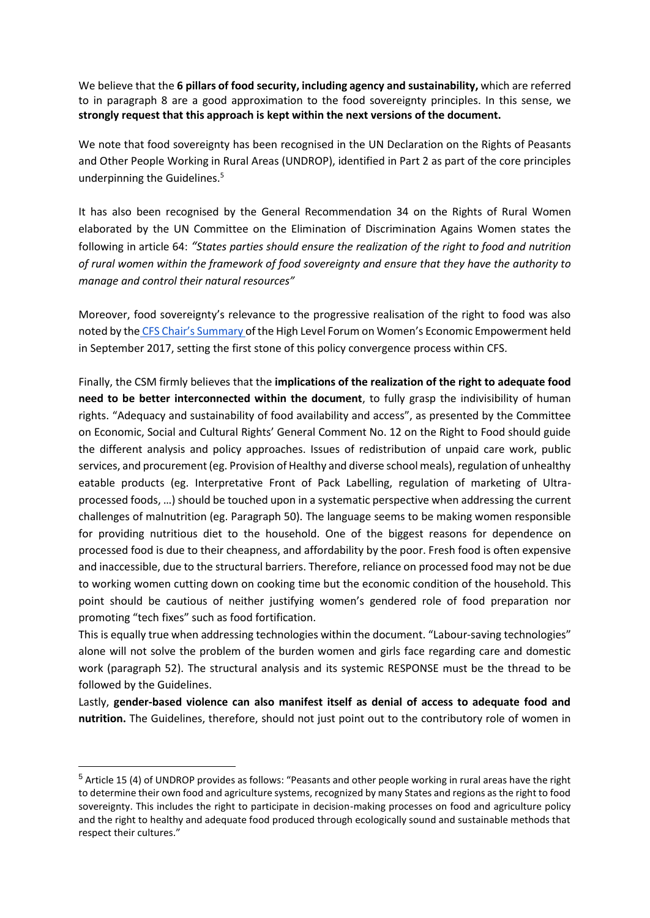We believe that the **6 pillars of food security, including agency and sustainability,** which are referred to in paragraph 8 are a good approximation to the food sovereignty principles. In this sense, we **strongly request that this approach is kept within the next versions of the document.**

We note that food sovereignty has been recognised in the UN Declaration on the Rights of Peasants and Other People Working in Rural Areas (UNDROP), identified in Part 2 as part of the core principles underpinning the Guidelines.[5]

It has also been recognised by the General Recommendation 34 on the Rights of Rural Women elaborated by the UN Committee on the Elimination of Discrimination Agains Women states the following in article 64: *"States parties should ensure the realization of the right to food and nutrition of rural women within the framework of food sovereignty and ensure that they have the authority to manage and control their natural resources"*

Moreover, food sovereignty's relevance to the progressive realisation of the right to food was also noted by the CFS Chair's Summary of the High Level Forum on Women's Economic Empowerment held in September 2017, setting the first stone of this policy convergence process within CFS.

Finally, the CSM firmly believes that the **implications of the realization of the right to adequate food need to be better interconnected within the document**, to fully grasp the indivisibility of human rights. "Adequacy and sustainability of food availability and access", as presented by the Committee on Economic, Social and Cultural Rights' General Comment No. 12 on the Right to Food should guide the different analysis and policy approaches. Issues of redistribution of unpaid care work, public services, and procurement (eg. Provision of Healthy and diverse school meals), regulation of unhealthy eatable products (eg. Interpretative Front of Pack Labelling, regulation of marketing of Ultra-processed foods, …) should be touched upon in a systematic perspective when addressing the current challenges of malnutrition (eg. Paragraph 50). The language seems to be making women responsible for providing nutritious diet to the household. One of the biggest reasons for dependence on processed food is due to their cheapness, and affordability by the poor. Fresh food is often expensive and inaccessible, due to the structural barriers. Therefore, reliance on processed food may not be due to working women cutting down on cooking time but the economic condition of the household. This point should be cautious of neither justifying women's gendered role of food preparation nor promoting "tech fixes" such as food fortification.

This is equally true when addressing technologies within the document. "Labour-saving technologies" alone will not solve the problem of the burden women and girls face regarding care and domestic work (paragraph 52). The structural analysis and its systemic RESPONSE must be the thread to be followed by the Guidelines.

Lastly, **gender-based violence can also manifest itself as denial of access to adequate food and nutrition.** The Guidelines, therefore, should not just point out to the contributory role of women in

---

[5] Article 15 (4) of UNDROP provides as follows: "Peasants and other people working in rural areas have the right to determine their own food and agriculture systems, recognized by many States and regions as the right to food sovereignty. This includes the right to participate in decision-making processes on food and agriculture policy and the right to healthy and adequate food produced through ecologically sound and sustainable methods that respect their cultures."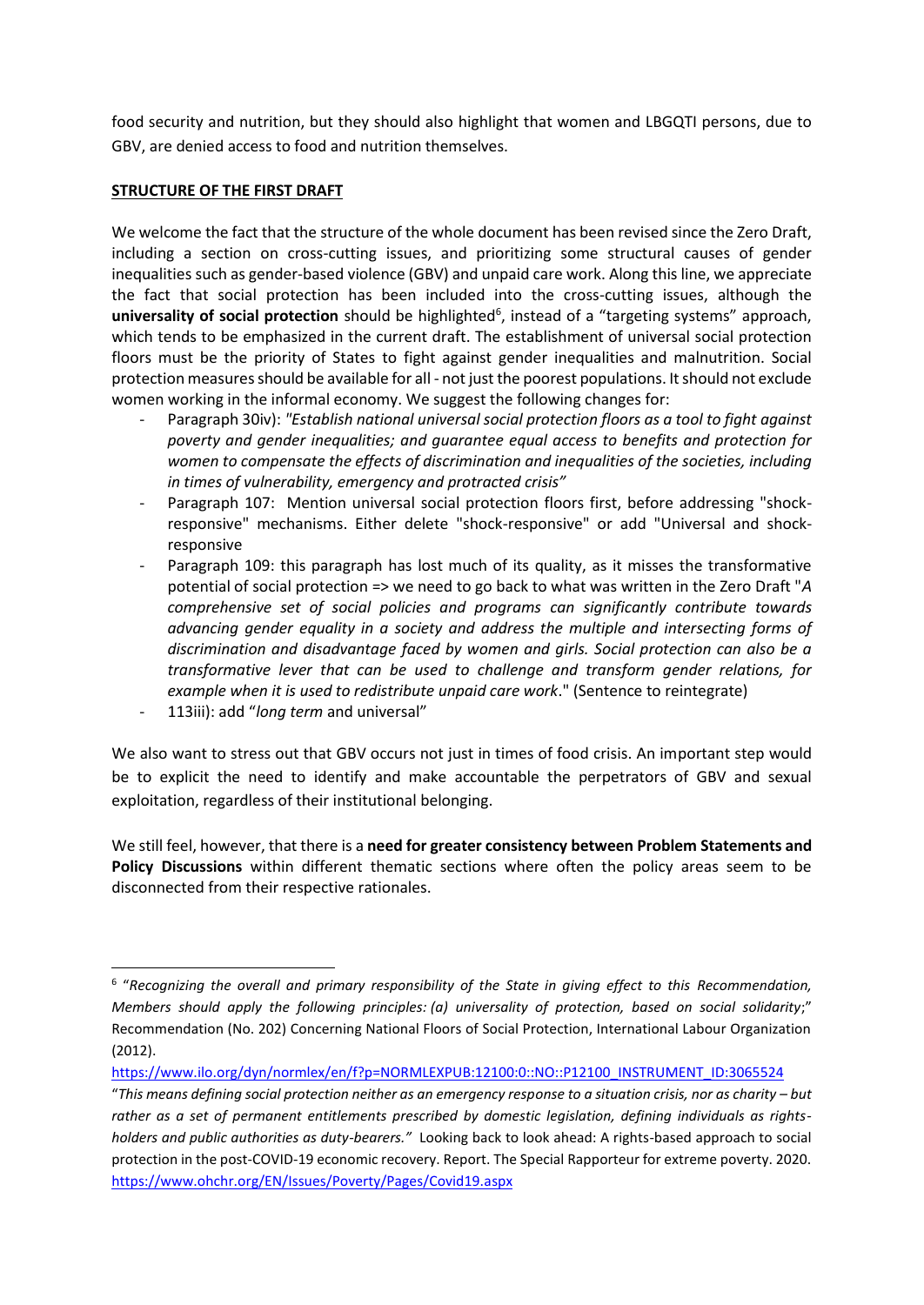food security and nutrition, but they should also highlight that women and LBGQTI persons, due to GBV, are denied access to food and nutrition themselves.

## STRUCTURE OF THE FIRST DRAFT

We welcome the fact that the structure of the whole document has been revised since the Zero Draft, including a section on cross-cutting issues, and prioritizing some structural causes of gender inequalities such as gender-based violence (GBV) and unpaid care work. Along this line, we appreciate the fact that social protection has been included into the cross-cutting issues, although the **universality of social protection** should be highlighted[6], instead of a "targeting systems" approach, which tends to be emphasized in the current draft. The establishment of universal social protection floors must be the priority of States to fight against gender inequalities and malnutrition. Social protection measures should be available for all - not just the poorest populations. It should not exclude women working in the informal economy. We suggest the following changes for:

- Paragraph 30iv): *"Establish national universal social protection floors as a tool to fight against poverty and gender inequalities; and guarantee equal access to benefits and protection for women to compensate the effects of discrimination and inequalities of the societies, including in times of vulnerability, emergency and protracted crisis"*
- Paragraph 107: Mention universal social protection floors first, before addressing "shock-responsive" mechanisms. Either delete "shock-responsive" or add "Universal and shock-responsive
- Paragraph 109: this paragraph has lost much of its quality, as it misses the transformative potential of social protection => we need to go back to what was written in the Zero Draft "*A comprehensive set of social policies and programs can significantly contribute towards advancing gender equality in a society and address the multiple and intersecting forms of discrimination and disadvantage faced by women and girls. Social protection can also be a transformative lever that can be used to challenge and transform gender relations, for example when it is used to redistribute unpaid care work*." (Sentence to reintegrate)
- 113iii): add "*long term* and universal"

We also want to stress out that GBV occurs not just in times of food crisis. An important step would be to explicit the need to identify and make accountable the perpetrators of GBV and sexual exploitation, regardless of their institutional belonging.

We still feel, however, that there is a **need for greater consistency between Problem Statements and Policy Discussions** within different thematic sections where often the policy areas seem to be disconnected from their respective rationales.

---

[6] "*Recognizing the overall and primary responsibility of the State in giving effect to this Recommendation, Members should apply the following principles: (a) universality of protection, based on social solidarity*;" Recommendation (No. 202) Concerning National Floors of Social Protection, International Labour Organization (2012).
https://www.ilo.org/dyn/normlex/en/f?p=NORMLEXPUB:12100:0::NO::P12100_INSTRUMENT_ID:3065524
"*This means defining social protection neither as an emergency response to a situation crisis, nor as charity – but rather as a set of permanent entitlements prescribed by domestic legislation, defining individuals as rights-holders and public authorities as duty-bearers."* Looking back to look ahead: A rights-based approach to social protection in the post-COVID-19 economic recovery. Report. The Special Rapporteur for extreme poverty. 2020.
https://www.ohchr.org/EN/Issues/Poverty/Pages/Covid19.aspx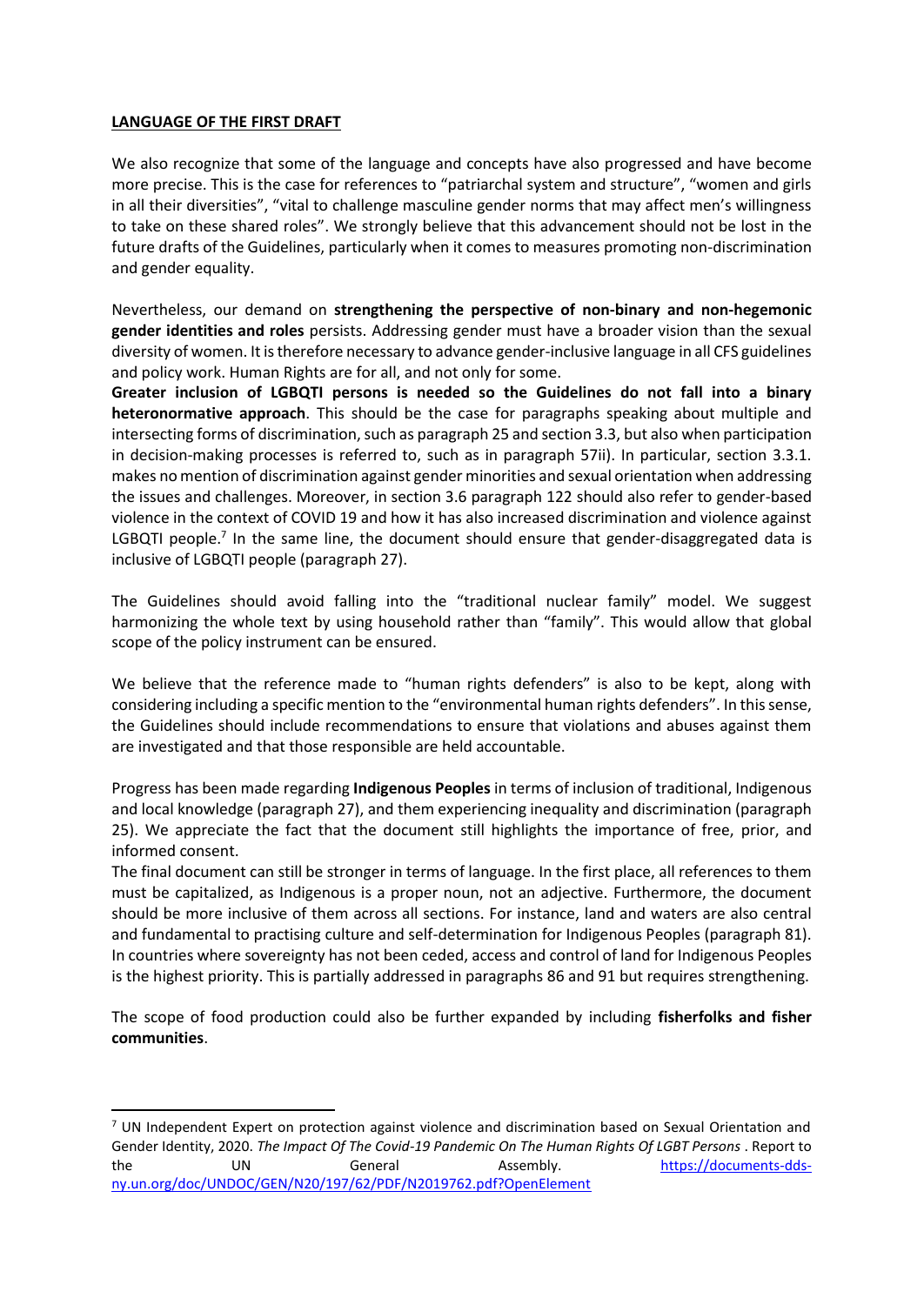**LANGUAGE OF THE FIRST DRAFT**

We also recognize that some of the language and concepts have also progressed and have become more precise. This is the case for references to "patriarchal system and structure", "women and girls in all their diversities", "vital to challenge masculine gender norms that may affect men's willingness to take on these shared roles". We strongly believe that this advancement should not be lost in the future drafts of the Guidelines, particularly when it comes to measures promoting non-discrimination and gender equality.

Nevertheless, our demand on **strengthening the perspective of non-binary and non-hegemonic gender identities and roles** persists. Addressing gender must have a broader vision than the sexual diversity of women. It is therefore necessary to advance gender-inclusive language in all CFS guidelines and policy work. Human Rights are for all, and not only for some.

**Greater inclusion of LGBQTI persons is needed so the Guidelines do not fall into a binary heteronormative approach**. This should be the case for paragraphs speaking about multiple and intersecting forms of discrimination, such as paragraph 25 and section 3.3, but also when participation in decision-making processes is referred to, such as in paragraph 57ii). In particular, section 3.3.1. makes no mention of discrimination against gender minorities and sexual orientation when addressing the issues and challenges. Moreover, in section 3.6 paragraph 122 should also refer to gender-based violence in the context of COVID 19 and how it has also increased discrimination and violence against LGBQTI people.[7] In the same line, the document should ensure that gender-disaggregated data is inclusive of LGBQTI people (paragraph 27).

The Guidelines should avoid falling into the "traditional nuclear family" model. We suggest harmonizing the whole text by using household rather than "family". This would allow that global scope of the policy instrument can be ensured.

We believe that the reference made to "human rights defenders" is also to be kept, along with considering including a specific mention to the "environmental human rights defenders". In this sense, the Guidelines should include recommendations to ensure that violations and abuses against them are investigated and that those responsible are held accountable.

Progress has been made regarding **Indigenous Peoples** in terms of inclusion of traditional, Indigenous and local knowledge (paragraph 27), and them experiencing inequality and discrimination (paragraph 25). We appreciate the fact that the document still highlights the importance of free, prior, and informed consent.

The final document can still be stronger in terms of language. In the first place, all references to them must be capitalized, as Indigenous is a proper noun, not an adjective. Furthermore, the document should be more inclusive of them across all sections. For instance, land and waters are also central and fundamental to practising culture and self-determination for Indigenous Peoples (paragraph 81). In countries where sovereignty has not been ceded, access and control of land for Indigenous Peoples is the highest priority. This is partially addressed in paragraphs 86 and 91 but requires strengthening.

The scope of food production could also be further expanded by including **fisherfolks and fisher communities**.

---

[7] UN Independent Expert on protection against violence and discrimination based on Sexual Orientation and Gender Identity, 2020. *The Impact Of The Covid-19 Pandemic On The Human Rights Of LGBT Persons* . Report to the UN General Assembly. https://documents-dds-ny.un.org/doc/UNDOC/GEN/N20/197/62/PDF/N2019762.pdf?OpenElement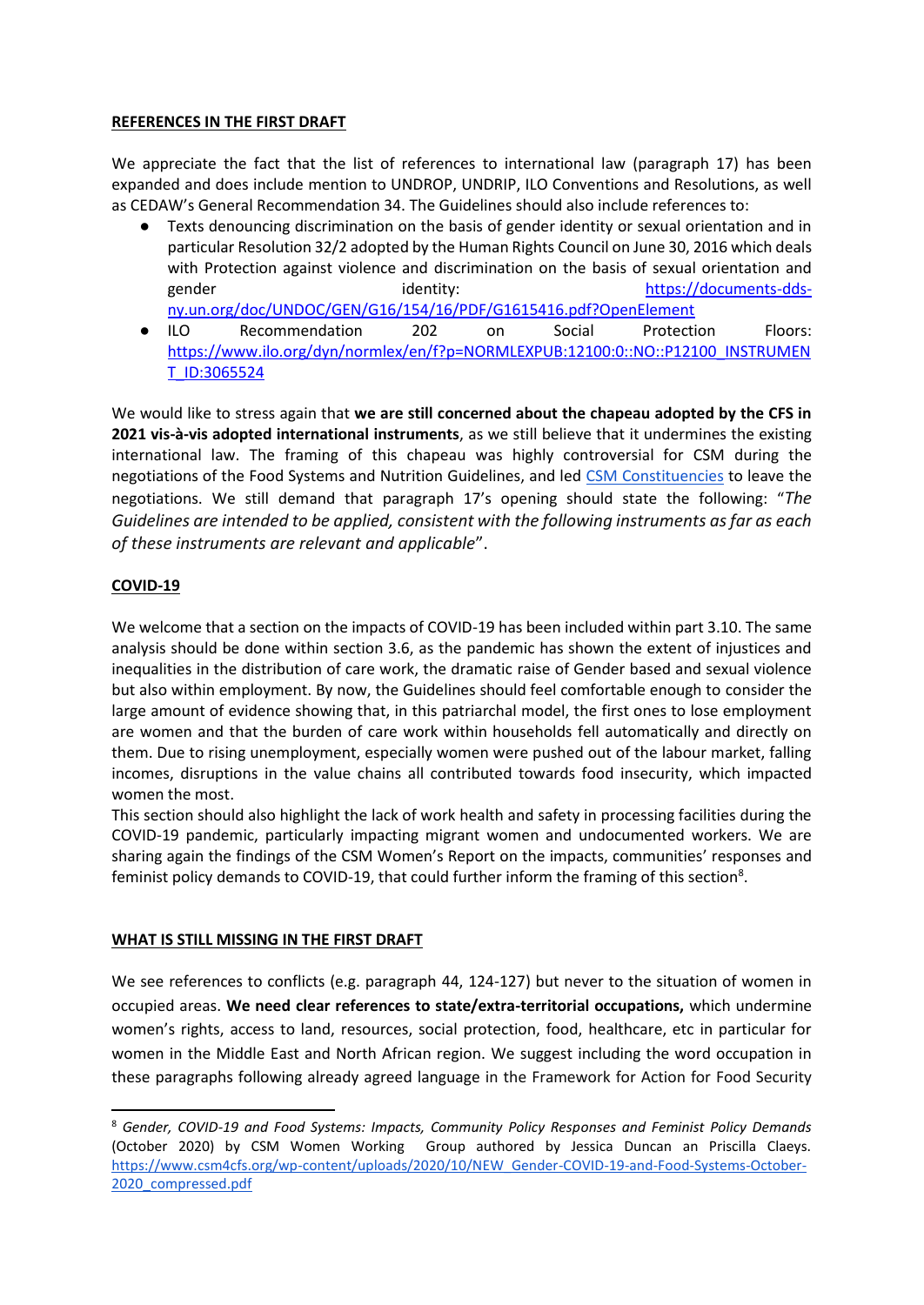**REFERENCES IN THE FIRST DRAFT**

We appreciate the fact that the list of references to international law (paragraph 17) has been expanded and does include mention to UNDROP, UNDRIP, ILO Conventions and Resolutions, as well as CEDAW's General Recommendation 34. The Guidelines should also include references to:

- Texts denouncing discrimination on the basis of gender identity or sexual orientation and in particular Resolution 32/2 adopted by the Human Rights Council on June 30, 2016 which deals with Protection against violence and discrimination on the basis of sexual orientation and gender identity: [https://documents-dds-ny.un.org/doc/UNDOC/GEN/G16/154/16/PDF/G1615416.pdf?OpenElement](https://documents-dds-ny.un.org/doc/UNDOC/GEN/G16/154/16/PDF/G1615416.pdf?OpenElement)
- ILO Recommendation 202 on Social Protection Floors: [https://www.ilo.org/dyn/normlex/en/f?p=NORMLEXPUB:12100:0::NO::P12100_INSTRUMENT_ID:3065524](https://www.ilo.org/dyn/normlex/en/f?p=NORMLEXPUB:12100:0::NO::P12100_INSTRUMENT_ID:3065524)

We would like to stress again that **we are still concerned about the chapeau adopted by the CFS in 2021 vis-à-vis adopted international instruments**, as we still believe that it undermines the existing international law. The framing of this chapeau was highly controversial for CSM during the negotiations of the Food Systems and Nutrition Guidelines, and led CSM Constituencies to leave the negotiations. We still demand that paragraph 17's opening should state the following: "*The Guidelines are intended to be applied, consistent with the following instruments as far as each of these instruments are relevant and applicable*".

**COVID-19**

We welcome that a section on the impacts of COVID-19 has been included within part 3.10. The same analysis should be done within section 3.6, as the pandemic has shown the extent of injustices and inequalities in the distribution of care work, the dramatic raise of Gender based and sexual violence but also within employment. By now, the Guidelines should feel comfortable enough to consider the large amount of evidence showing that, in this patriarchal model, the first ones to lose employment are women and that the burden of care work within households fell automatically and directly on them. Due to rising unemployment, especially women were pushed out of the labour market, falling incomes, disruptions in the value chains all contributed towards food insecurity, which impacted women the most.

This section should also highlight the lack of work health and safety in processing facilities during the COVID-19 pandemic, particularly impacting migrant women and undocumented workers. We are sharing again the findings of the CSM Women's Report on the impacts, communities' responses and feminist policy demands to COVID-19, that could further inform the framing of this section[8].

**WHAT IS STILL MISSING IN THE FIRST DRAFT**

We see references to conflicts (e.g. paragraph 44, 124-127) but never to the situation of women in occupied areas. **We need clear references to state/extra-territorial occupations,** which undermine women's rights, access to land, resources, social protection, food, healthcare, etc in particular for women in the Middle East and North African region. We suggest including the word occupation in these paragraphs following already agreed language in the Framework for Action for Food Security

---

[8] *Gender, COVID-19 and Food Systems: Impacts, Community Policy Responses and Feminist Policy Demands* (October 2020) by CSM Women Working Group authored by Jessica Duncan an Priscilla Claeys. [https://www.csm4cfs.org/wp-content/uploads/2020/10/NEW_Gender-COVID-19-and-Food-Systems-October-2020_compressed.pdf](https://www.csm4cfs.org/wp-content/uploads/2020/10/NEW_Gender-COVID-19-and-Food-Systems-October-2020_compressed.pdf)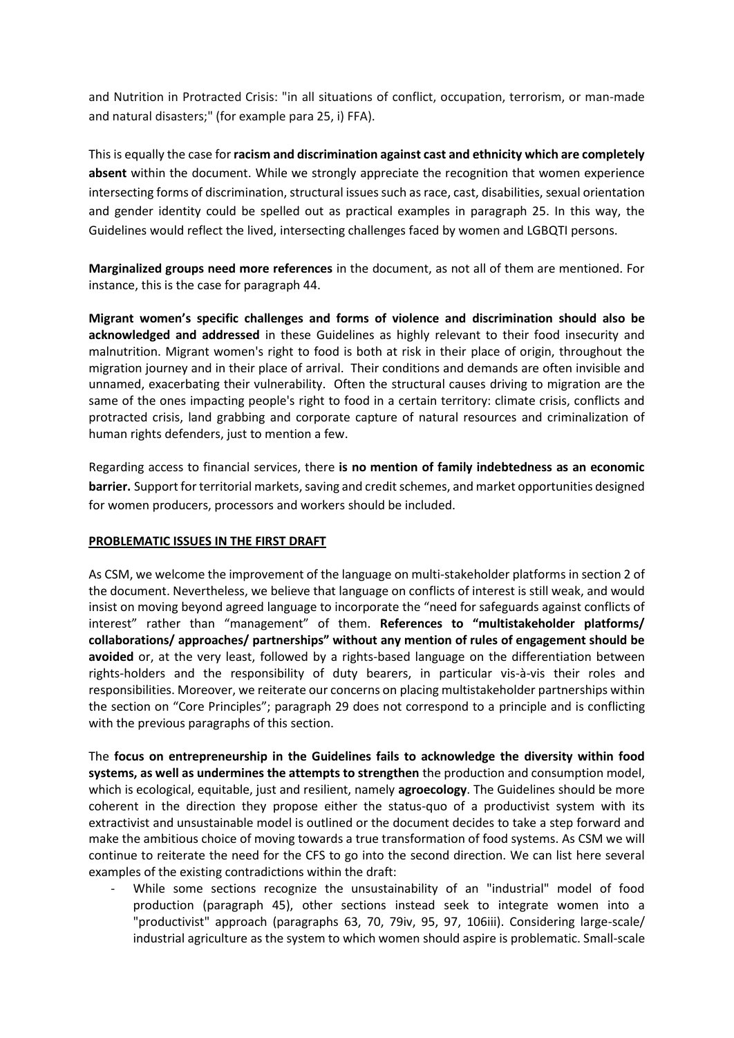and Nutrition in Protracted Crisis: "in all situations of conflict, occupation, terrorism, or man-made and natural disasters;" (for example para 25, i) FFA).

This is equally the case for **racism and discrimination against cast and ethnicity which are completely absent** within the document. While we strongly appreciate the recognition that women experience intersecting forms of discrimination, structural issues such as race, cast, disabilities, sexual orientation and gender identity could be spelled out as practical examples in paragraph 25. In this way, the Guidelines would reflect the lived, intersecting challenges faced by women and LGBQTI persons.

**Marginalized groups need more references** in the document, as not all of them are mentioned. For instance, this is the case for paragraph 44.

**Migrant women's specific challenges and forms of violence and discrimination should also be acknowledged and addressed** in these Guidelines as highly relevant to their food insecurity and malnutrition. Migrant women's right to food is both at risk in their place of origin, throughout the migration journey and in their place of arrival. Their conditions and demands are often invisible and unnamed, exacerbating their vulnerability. Often the structural causes driving to migration are the same of the ones impacting people's right to food in a certain territory: climate crisis, conflicts and protracted crisis, land grabbing and corporate capture of natural resources and criminalization of human rights defenders, just to mention a few.

Regarding access to financial services, there **is no mention of family indebtedness as an economic barrier.** Support for territorial markets, saving and credit schemes, and market opportunities designed for women producers, processors and workers should be included.

**PROBLEMATIC ISSUES IN THE FIRST DRAFT**

As CSM, we welcome the improvement of the language on multi-stakeholder platforms in section 2 of the document. Nevertheless, we believe that language on conflicts of interest is still weak, and would insist on moving beyond agreed language to incorporate the "need for safeguards against conflicts of interest" rather than "management" of them. **References to "multistakeholder platforms/ collaborations/ approaches/ partnerships" without any mention of rules of engagement should be avoided** or, at the very least, followed by a rights-based language on the differentiation between rights-holders and the responsibility of duty bearers, in particular vis-à-vis their roles and responsibilities. Moreover, we reiterate our concerns on placing multistakeholder partnerships within the section on "Core Principles"; paragraph 29 does not correspond to a principle and is conflicting with the previous paragraphs of this section.

The **focus on entrepreneurship in the Guidelines fails to acknowledge the diversity within food systems, as well as undermines the attempts to strengthen** the production and consumption model, which is ecological, equitable, just and resilient, namely **agroecology**. The Guidelines should be more coherent in the direction they propose either the status-quo of a productivist system with its extractivist and unsustainable model is outlined or the document decides to take a step forward and make the ambitious choice of moving towards a true transformation of food systems. As CSM we will continue to reiterate the need for the CFS to go into the second direction. We can list here several examples of the existing contradictions within the draft:

- While some sections recognize the unsustainability of an "industrial" model of food production (paragraph 45), other sections instead seek to integrate women into a "productivist" approach (paragraphs 63, 70, 79iv, 95, 97, 106iii). Considering large-scale/ industrial agriculture as the system to which women should aspire is problematic. Small-scale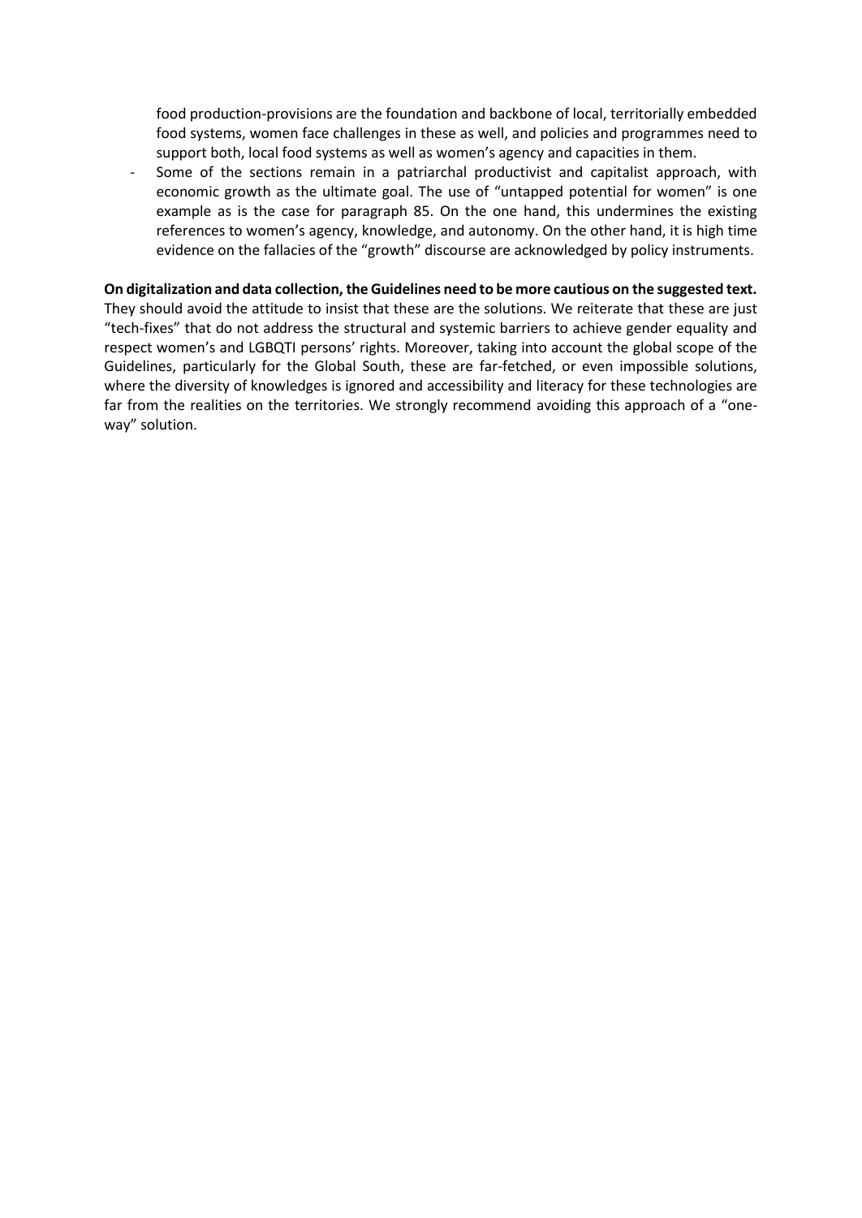food production-provisions are the foundation and backbone of local, territorially embedded food systems, women face challenges in these as well, and policies and programmes need to support both, local food systems as well as women's agency and capacities in them.

- Some of the sections remain in a patriarchal productivist and capitalist approach, with economic growth as the ultimate goal. The use of "untapped potential for women" is one example as is the case for paragraph 85. On the one hand, this undermines the existing references to women's agency, knowledge, and autonomy. On the other hand, it is high time evidence on the fallacies of the "growth" discourse are acknowledged by policy instruments.

**On digitalization and data collection, the Guidelines need to be more cautious on the suggested text.** They should avoid the attitude to insist that these are the solutions. We reiterate that these are just "tech-fixes" that do not address the structural and systemic barriers to achieve gender equality and respect women's and LGBQTI persons' rights. Moreover, taking into account the global scope of the Guidelines, particularly for the Global South, these are far-fetched, or even impossible solutions, where the diversity of knowledges is ignored and accessibility and literacy for these technologies are far from the realities on the territories. We strongly recommend avoiding this approach of a "one-way" solution.